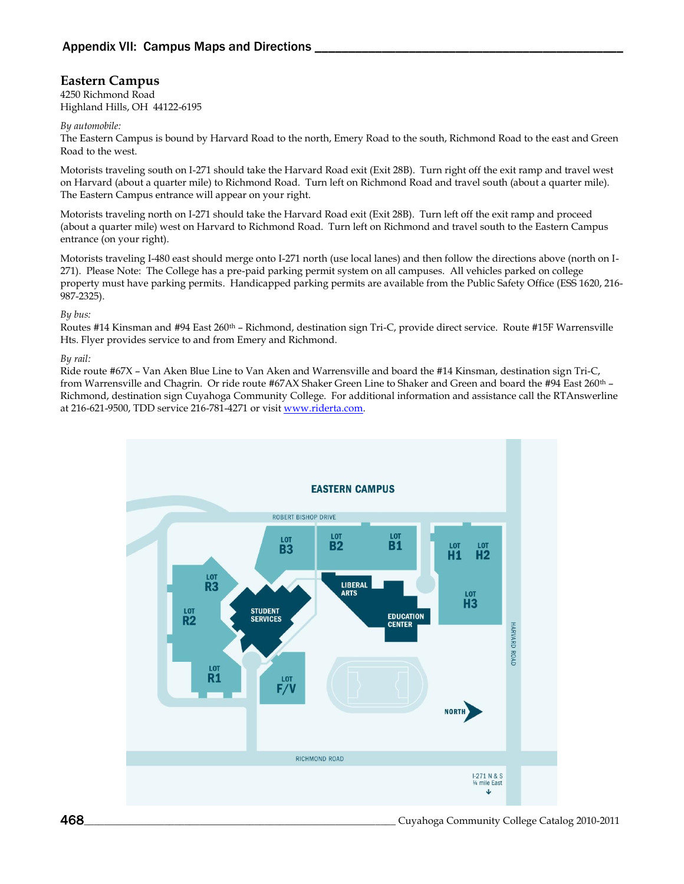## Eastern Campus

4250 Richmond Road
Highland Hills, OH 44122-6195

*By automobile:*
The Eastern Campus is bound by Harvard Road to the north, Emery Road to the south, Richmond Road to the east and Green Road to the west.

Motorists traveling south on I-271 should take the Harvard Road exit (Exit 28B). Turn right off the exit ramp and travel west on Harvard (about a quarter mile) to Richmond Road. Turn left on Richmond Road and travel south (about a quarter mile). The Eastern Campus entrance will appear on your right.

Motorists traveling north on I-271 should take the Harvard Road exit (Exit 28B). Turn left off the exit ramp and proceed (about a quarter mile) west on Harvard to Richmond Road. Turn left on Richmond and travel south to the Eastern Campus entrance (on your right).

Motorists traveling I-480 east should merge onto I-271 north (use local lanes) and then follow the directions above (north on I-271). Please Note: The College has a pre-paid parking permit system on all campuses. All vehicles parked on college property must have parking permits. Handicapped parking permits are available from the Public Safety Office (ESS 1620, 216-987-2325).

*By bus:*
Routes #14 Kinsman and #94 East 260th – Richmond, destination sign Tri-C, provide direct service. Route #15F Warrensville Hts. Flyer provides service to and from Emery and Richmond.

*By rail:*
Ride route #67X – Van Aken Blue Line to Van Aken and Warrensville and board the #14 Kinsman, destination sign Tri-C, from Warrensville and Chagrin. Or ride route #67AX Shaker Green Line to Shaker and Green and board the #94 East 260th – Richmond, destination sign Cuyahoga Community College. For additional information and assistance call the RTAnswerline at 216-621-9500, TDD service 216-781-4271 or visit www.riderta.com.

EASTERN CAMPUS
ROBERT BISHOP DRIVE
LOT B3
LOT B2
LOT B1
LOT H1
LOT H2
LOT H3
LOT R3
LOT R2
LOT R1
LOT F/V
STUDENT SERVICES
LIBERAL ARTS
EDUCATION CENTER
HARVARD ROAD
NORTH
RICHMOND ROAD
I-271 N & S
¼ mile East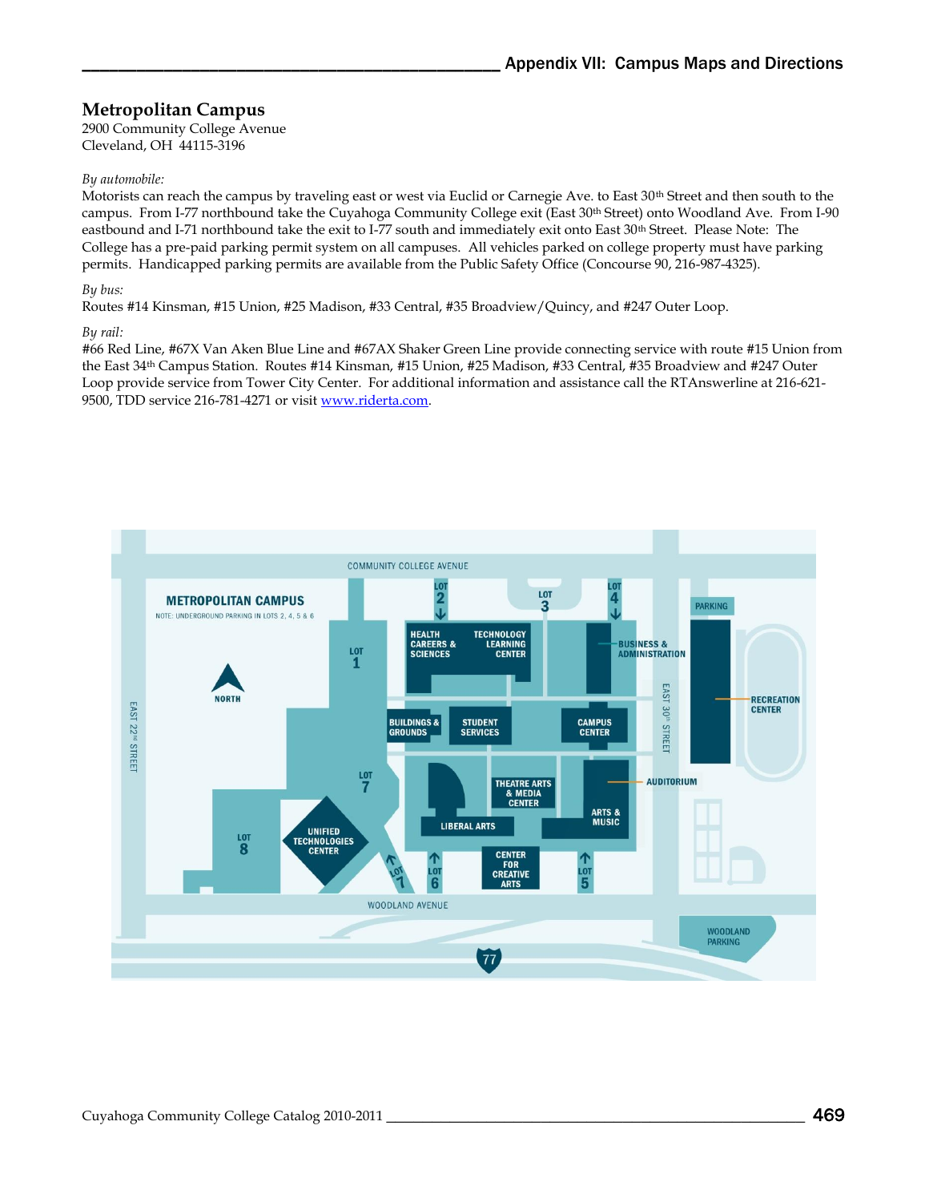## Metropolitan Campus

2900 Community College Avenue
Cleveland, OH 44115-3196

*By automobile:*
Motorists can reach the campus by traveling east or west via Euclid or Carnegie Ave. to East 30th Street and then south to the campus. From I-77 northbound take the Cuyahoga Community College exit (East 30th Street) onto Woodland Ave. From I-90 eastbound and I-71 northbound take the exit to I-77 south and immediately exit onto East 30th Street. Please Note: The College has a pre-paid parking permit system on all campuses. All vehicles parked on college property must have parking permits. Handicapped parking permits are available from the Public Safety Office (Concourse 90, 216-987-4325).

*By bus:*
Routes #14 Kinsman, #15 Union, #25 Madison, #33 Central, #35 Broadview/Quincy, and #247 Outer Loop.

*By rail:*
#66 Red Line, #67X Van Aken Blue Line and #67AX Shaker Green Line provide connecting service with route #15 Union from the East 34th Campus Station. Routes #14 Kinsman, #15 Union, #25 Madison, #33 Central, #35 Broadview and #247 Outer Loop provide service from Tower City Center. For additional information and assistance call the RTAnswerline at 216-621-9500, TDD service 216-781-4271 or visit [www.riderta.com](http://www.riderta.com).

METROPOLITAN CAMPUS
NOTE: UNDERGROUND PARKING IN LOTS 2, 4, 5 & 6
NORTH
COMMUNITY COLLEGE AVENUE
EAST 22ND STREET
EAST 30TH STREET
WOODLAND AVENUE
77
LOT 1
LOT 2
LOT 3
LOT 4
LOT 5
LOT 6
LOT 7
LOT 8
PARKING
WOODLAND PARKING
HEALTH CAREERS & SCIENCES
TECHNOLOGY LEARNING CENTER
BUSINESS & ADMINISTRATION
RECREATION CENTER
BUILDINGS & GROUNDS
STUDENT SERVICES
CAMPUS CENTER
THEATRE ARTS & MEDIA CENTER
AUDITORIUM
ARTS & MUSIC
LIBERAL ARTS
UNIFIED TECHNOLOGIES CENTER
CENTER FOR CREATIVE ARTS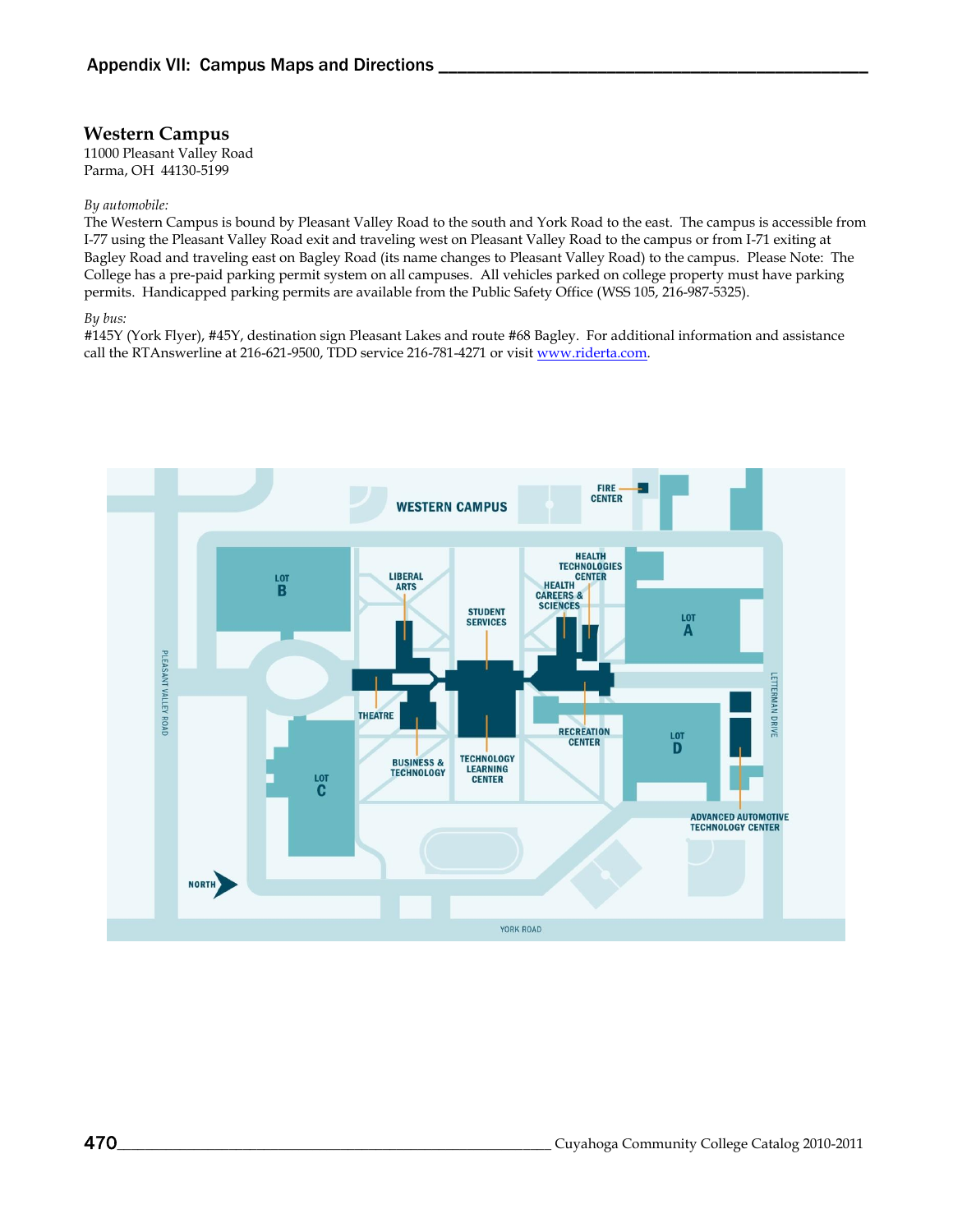## Western Campus

11000 Pleasant Valley Road
Parma, OH 44130-5199

*By automobile:*

The Western Campus is bound by Pleasant Valley Road to the south and York Road to the east. The campus is accessible from I-77 using the Pleasant Valley Road exit and traveling west on Pleasant Valley Road to the campus or from I-71 exiting at Bagley Road and traveling east on Bagley Road (its name changes to Pleasant Valley Road) to the campus. Please Note: The College has a pre-paid parking permit system on all campuses. All vehicles parked on college property must have parking permits. Handicapped parking permits are available from the Public Safety Office (WSS 105, 216-987-5325).

*By bus:*

#145Y (York Flyer), #45Y, destination sign Pleasant Lakes and route #68 Bagley. For additional information and assistance call the RTAnswerline at 216-621-9500, TDD service 216-781-4271 or visit [www.riderta.com](http://www.riderta.com).

WESTERN CAMPUS
FIRE CENTER
LOT B
LIBERAL ARTS
HEALTH TECHNOLOGIES CENTER
HEALTH CAREERS & SCIENCES
STUDENT SERVICES
LOT A
THEATRE
RECREATION CENTER
LOT D
BUSINESS & TECHNOLOGY
TECHNOLOGY LEARNING CENTER
LOT C
ADVANCED AUTOMOTIVE TECHNOLOGY CENTER
NORTH
PLEASANT VALLEY ROAD
LETTERMAN DRIVE
YORK ROAD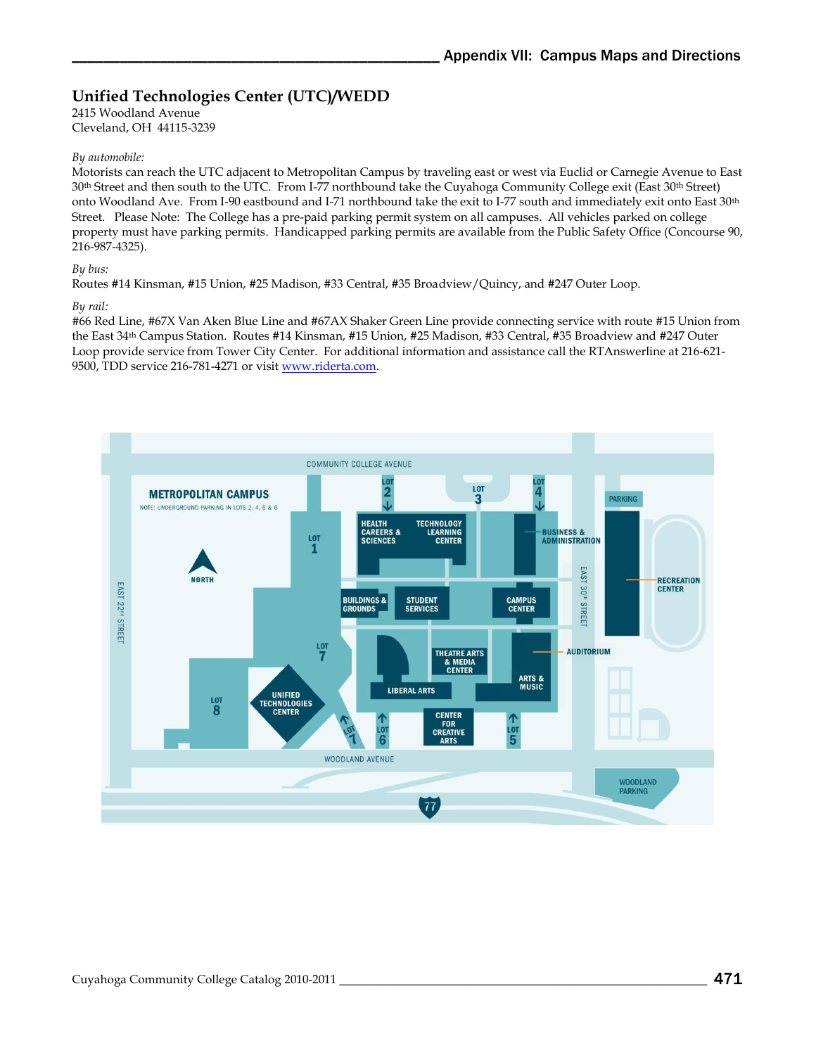## Unified Technologies Center (UTC)/WEDD

2415 Woodland Avenue
Cleveland, OH 44115-3239

*By automobile:*

Motorists can reach the UTC adjacent to Metropolitan Campus by traveling east or west via Euclid or Carnegie Avenue to East 30th Street and then south to the UTC. From I-77 northbound take the Cuyahoga Community College exit (East 30th Street) onto Woodland Ave. From I-90 eastbound and I-71 northbound take the exit to I-77 south and immediately exit onto East 30th Street. Please Note: The College has a pre-paid parking permit system on all campuses. All vehicles parked on college property must have parking permits. Handicapped parking permits are available from the Public Safety Office (Concourse 90, 216-987-4325).

*By bus:*

Routes #14 Kinsman, #15 Union, #25 Madison, #33 Central, #35 Broadview/Quincy, and #247 Outer Loop.

*By rail:*

#66 Red Line, #67X Van Aken Blue Line and #67AX Shaker Green Line provide connecting service with route #15 Union from the East 34th Campus Station. Routes #14 Kinsman, #15 Union, #25 Madison, #33 Central, #35 Broadview and #247 Outer Loop provide service from Tower City Center. For additional information and assistance call the RTAnswerline at 216-621-9500, TDD service 216-781-4271 or visit [www.riderta.com](http://www.riderta.com).

METROPOLITAN CAMPUS

NOTE: UNDERGROUND PARKING IN LOTS 2, 4, 5 & 6

COMMUNITY COLLEGE AVENUE · EAST 22ND STREET · EAST 30TH STREET · WOODLAND AVENUE · 77

LOT 1 · LOT 2 · LOT 3 · LOT 4 · LOT 5 · LOT 6 · LOT 7 · LOT 8 · PARKING · WOODLAND PARKING

HEALTH CAREERS & SCIENCES · TECHNOLOGY LEARNING CENTER · BUSINESS & ADMINISTRATION · RECREATION CENTER · BUILDINGS & GROUNDS · STUDENT SERVICES · CAMPUS CENTER · AUDITORIUM · THEATRE ARTS & MEDIA CENTER · LIBERAL ARTS · ARTS & MUSIC · UNIFIED TECHNOLOGIES CENTER · CENTER FOR CREATIVE ARTS · NORTH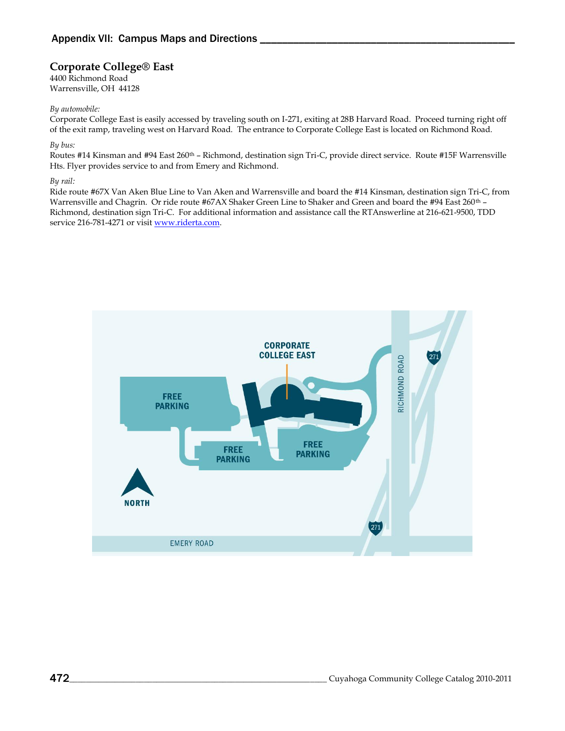## Corporate College® East

4400 Richmond Road
Warrensville, OH 44128

*By automobile:*
Corporate College East is easily accessed by traveling south on I-271, exiting at 28B Harvard Road. Proceed turning right off of the exit ramp, traveling west on Harvard Road. The entrance to Corporate College East is located on Richmond Road.

*By bus:*
Routes #14 Kinsman and #94 East 260th – Richmond, destination sign Tri-C, provide direct service. Route #15F Warrensville Hts. Flyer provides service to and from Emery and Richmond.

*By rail:*
Ride route #67X Van Aken Blue Line to Van Aken and Warrensville and board the #14 Kinsman, destination sign Tri-C, from Warrensville and Chagrin. Or ride route #67AX Shaker Green Line to Shaker and Green and board the #94 East 260th – Richmond, destination sign Tri-C. For additional information and assistance call the RTAnswerline at 216-621-9500, TDD service 216-781-4271 or visit [www.riderta.com](http://www.riderta.com).

CORPORATE COLLEGE EAST
FREE PARKING
FREE PARKING
FREE PARKING
RICHMOND ROAD
271
271
NORTH
EMERY ROAD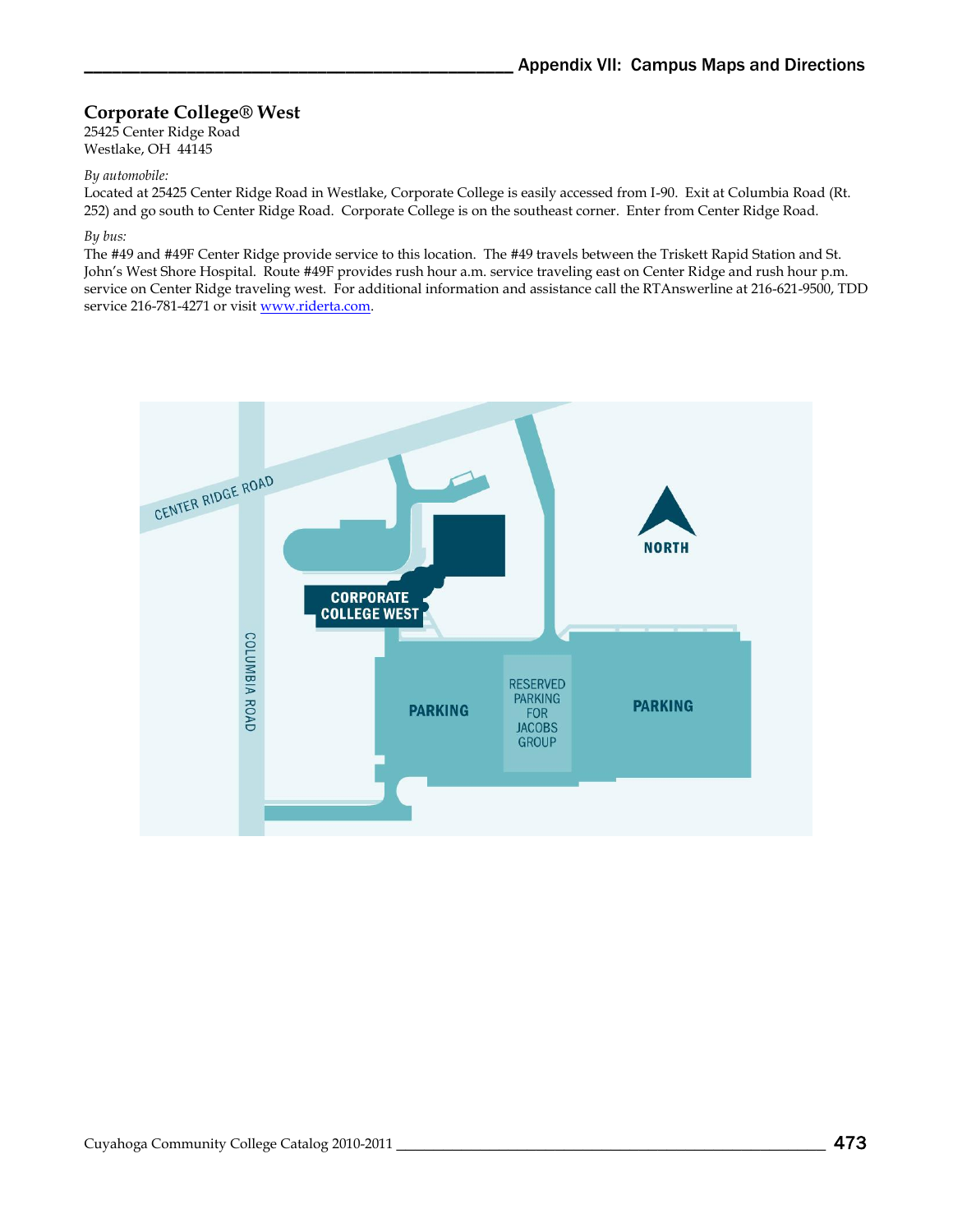## Corporate College® West

25425 Center Ridge Road
Westlake, OH  44145

*By automobile:*

Located at 25425 Center Ridge Road in Westlake, Corporate College is easily accessed from I-90. Exit at Columbia Road (Rt. 252) and go south to Center Ridge Road. Corporate College is on the southeast corner. Enter from Center Ridge Road.

*By bus:*

The #49 and #49F Center Ridge provide service to this location. The #49 travels between the Triskett Rapid Station and St. John's West Shore Hospital. Route #49F provides rush hour a.m. service traveling east on Center Ridge and rush hour p.m. service on Center Ridge traveling west. For additional information and assistance call the RTAnswerline at 216-621-9500, TDD service 216-781-4271 or visit www.riderta.com.

CENTER RIDGE ROAD

NORTH

CORPORATE COLLEGE WEST

COLUMBIA ROAD

PARKING

RESERVED PARKING FOR JACOBS GROUP

PARKING